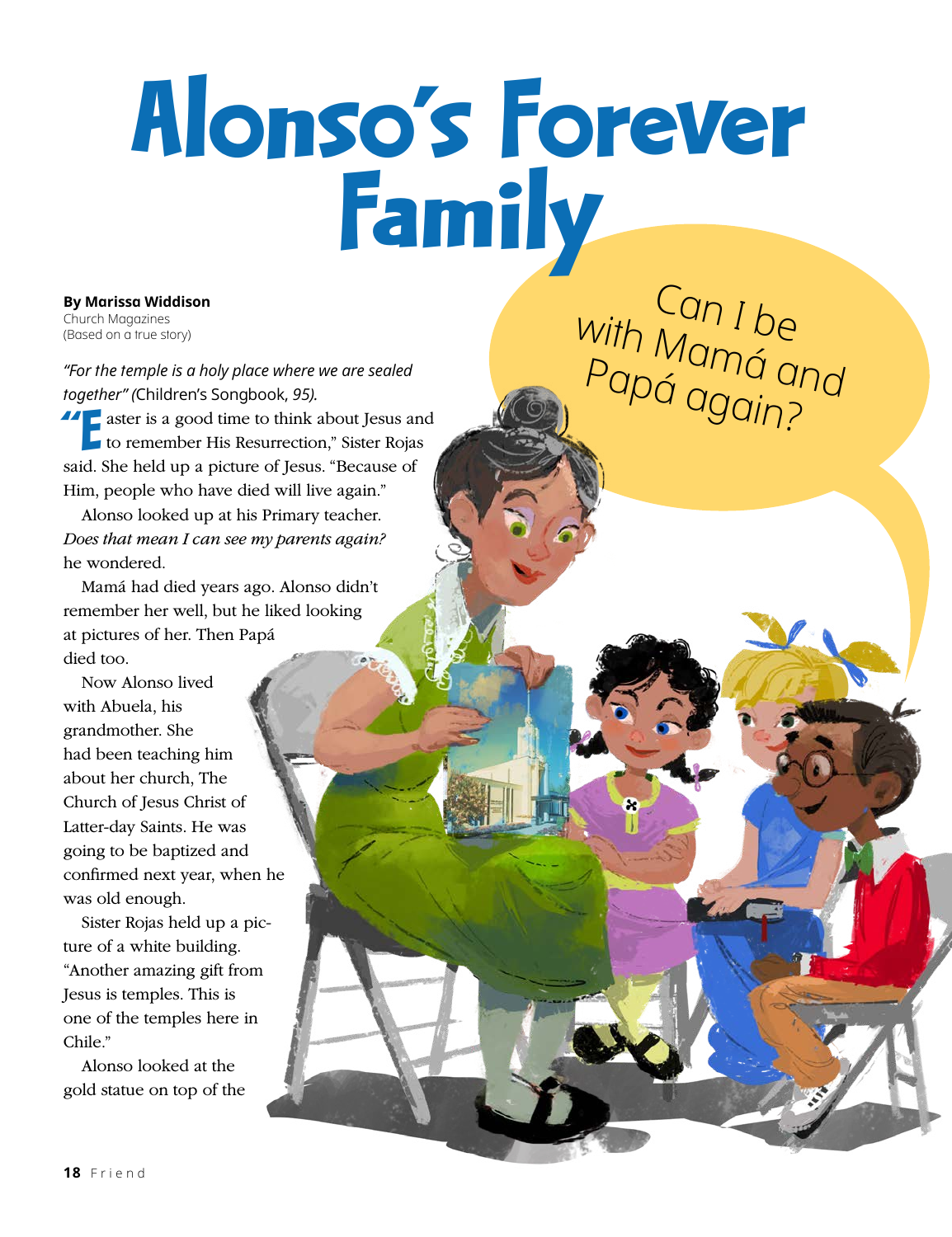# Alonso's Forever Family

**By Marissa Widdison**
Church Magazines
(Based on a true story)

*"For the temple is a holy place where we are sealed together" (*Children's Songbook*, 95).*

Can I be with Mamá and Papá again?

"Easter is a good time to think about Jesus and to remember His Resurrection," Sister Rojas said. She held up a picture of Jesus. "Because of Him, people who have died will live again."

Alonso looked up at his Primary teacher. *Does that mean I can see my parents again?* he wondered.

Mamá had died years ago. Alonso didn't remember her well, but he liked looking at pictures of her. Then Papá died too.

Now Alonso lived with Abuela, his grandmother. She had been teaching him about her church, The Church of Jesus Christ of Latter-day Saints. He was going to be baptized and confirmed next year, when he was old enough.

Sister Rojas held up a picture of a white building. "Another amazing gift from Jesus is temples. This is one of the temples here in Chile."

Alonso looked at the gold statue on top of the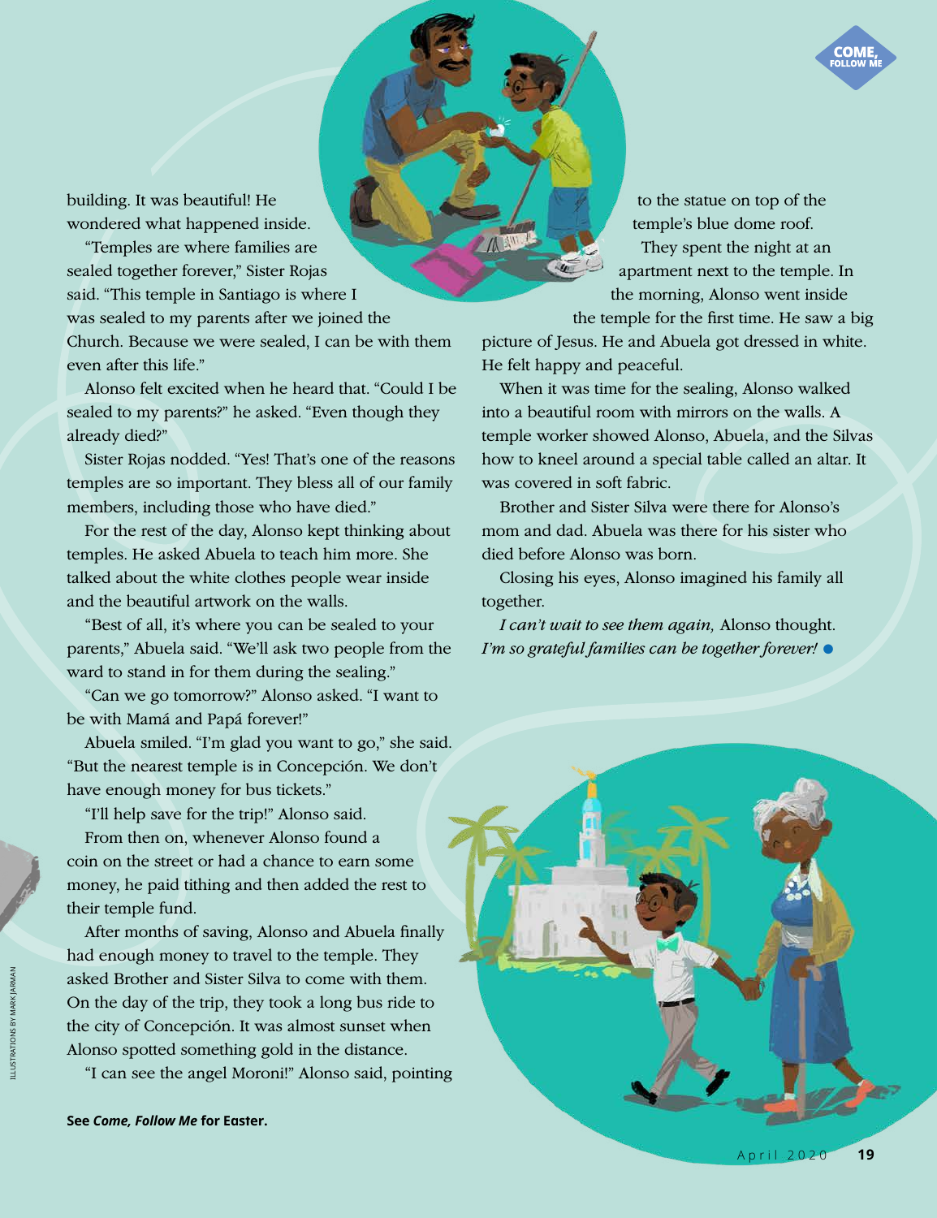building. It was beautiful! He wondered what happened inside.

"Temples are where families are sealed together forever," Sister Rojas said. "This temple in Santiago is where I was sealed to my parents after we joined the Church. Because we were sealed, I can be with them even after this life."

Alonso felt excited when he heard that. "Could I be sealed to my parents?" he asked. "Even though they already died?"

Sister Rojas nodded. "Yes! That's one of the reasons temples are so important. They bless all of our family members, including those who have died."

For the rest of the day, Alonso kept thinking about temples. He asked Abuela to teach him more. She talked about the white clothes people wear inside and the beautiful artwork on the walls.

"Best of all, it's where you can be sealed to your parents," Abuela said. "We'll ask two people from the ward to stand in for them during the sealing."

"Can we go tomorrow?" Alonso asked. "I want to be with Mamá and Papá forever!"

Abuela smiled. "I'm glad you want to go," she said. "But the nearest temple is in Concepción. We don't have enough money for bus tickets."

"I'll help save for the trip!" Alonso said.

From then on, whenever Alonso found a coin on the street or had a chance to earn some money, he paid tithing and then added the rest to their temple fund.

After months of saving, Alonso and Abuela finally had enough money to travel to the temple. They asked Brother and Sister Silva to come with them. On the day of the trip, they took a long bus ride to the city of Concepción. It was almost sunset when Alonso spotted something gold in the distance.

"I can see the angel Moroni!" Alonso said, pointing to the statue on top of the temple's blue dome roof.

They spent the night at an apartment next to the temple. In the morning, Alonso went inside the temple for the first time. He saw a big picture of Jesus. He and Abuela got dressed in white. He felt happy and peaceful.

When it was time for the sealing, Alonso walked into a beautiful room with mirrors on the walls. A temple worker showed Alonso, Abuela, and the Silvas how to kneel around a special table called an altar. It was covered in soft fabric.

Brother and Sister Silva were there for Alonso's mom and dad. Abuela was there for his sister who died before Alonso was born.

Closing his eyes, Alonso imagined his family all together.

*I can't wait to see them again,* Alonso thought. *I'm so grateful families can be together forever!* ●

**See *Come, Follow Me* for Easter.**

ILLUSTRATIONS BY MARK JARMAN